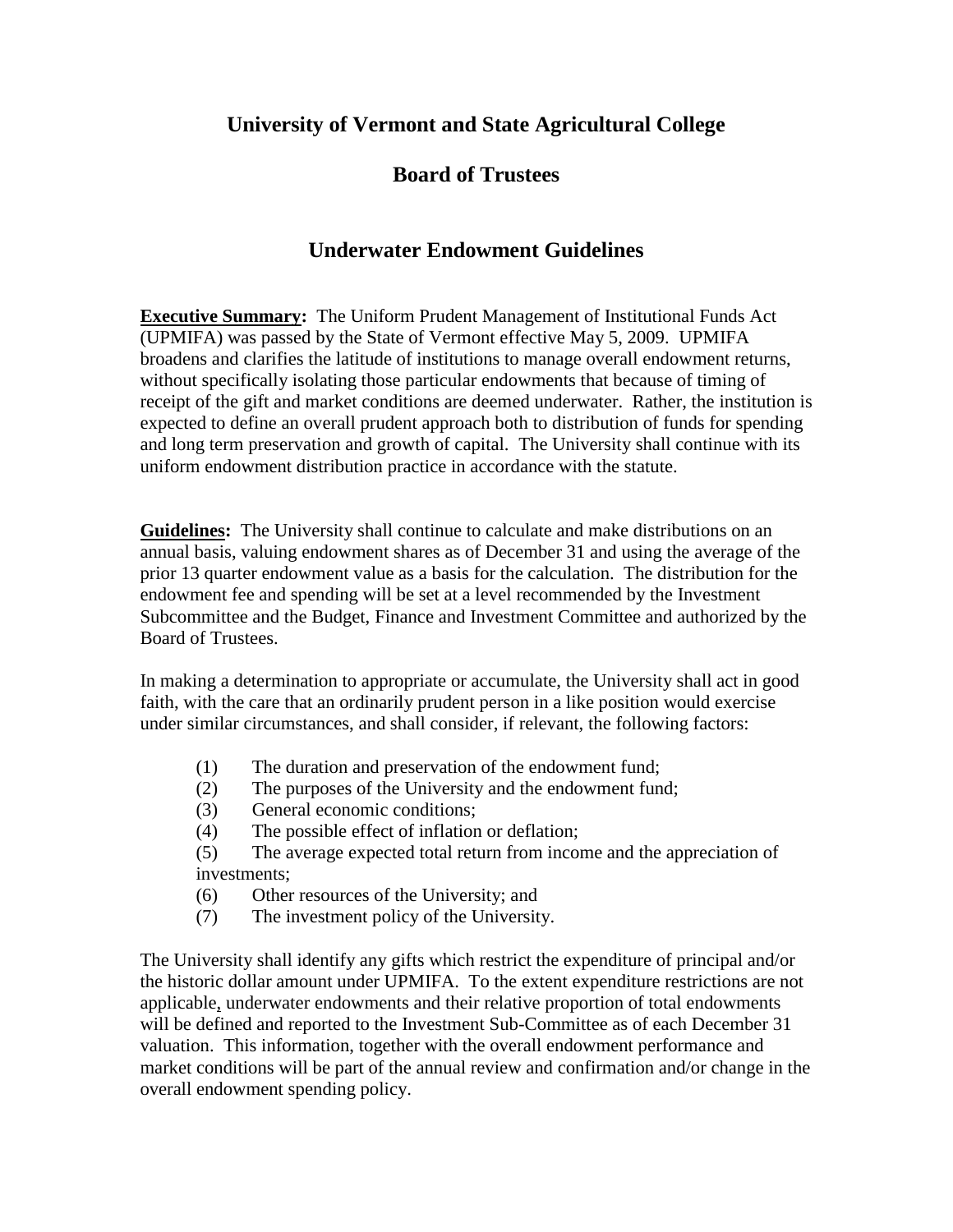# University of Vermont and State Agricultural College

## Board of Trustees

## Underwater Endowment Guidelines

**Executive Summary:** The Uniform Prudent Management of Institutional Funds Act (UPMIFA) was passed by the State of Vermont effective May 5, 2009. UPMIFA broadens and clarifies the latitude of institutions to manage overall endowment returns, without specifically isolating those particular endowments that because of timing of receipt of the gift and market conditions are deemed underwater. Rather, the institution is expected to define an overall prudent approach both to distribution of funds for spending and long term preservation and growth of capital. The University shall continue with its uniform endowment distribution practice in accordance with the statute.

**Guidelines:** The University shall continue to calculate and make distributions on an annual basis, valuing endowment shares as of December 31 and using the average of the prior 13 quarter endowment value as a basis for the calculation. The distribution for the endowment fee and spending will be set at a level recommended by the Investment Subcommittee and the Budget, Finance and Investment Committee and authorized by the Board of Trustees.

In making a determination to appropriate or accumulate, the University shall act in good faith, with the care that an ordinarily prudent person in a like position would exercise under similar circumstances, and shall consider, if relevant, the following factors:

(1) The duration and preservation of the endowment fund;
(2) The purposes of the University and the endowment fund;
(3) General economic conditions;
(4) The possible effect of inflation or deflation;
(5) The average expected total return from income and the appreciation of investments;
(6) Other resources of the University; and
(7) The investment policy of the University.

The University shall identify any gifts which restrict the expenditure of principal and/or the historic dollar amount under UPMIFA. To the extent expenditure restrictions are not applicable, underwater endowments and their relative proportion of total endowments will be defined and reported to the Investment Sub-Committee as of each December 31 valuation. This information, together with the overall endowment performance and market conditions will be part of the annual review and confirmation and/or change in the overall endowment spending policy.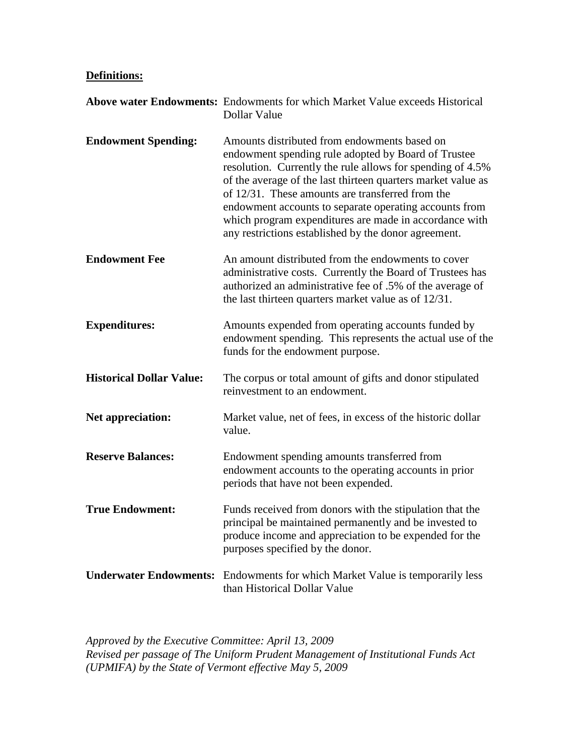**Definitions:**

**Above water Endowments:** Endowments for which Market Value exceeds Historical Dollar Value

**Endowment Spending:** Amounts distributed from endowments based on endowment spending rule adopted by Board of Trustee resolution. Currently the rule allows for spending of 4.5% of the average of the last thirteen quarters market value as of 12/31. These amounts are transferred from the endowment accounts to separate operating accounts from which program expenditures are made in accordance with any restrictions established by the donor agreement.

**Endowment Fee** An amount distributed from the endowments to cover administrative costs. Currently the Board of Trustees has authorized an administrative fee of .5% of the average of the last thirteen quarters market value as of 12/31.

**Expenditures:** Amounts expended from operating accounts funded by endowment spending. This represents the actual use of the funds for the endowment purpose.

**Historical Dollar Value:** The corpus or total amount of gifts and donor stipulated reinvestment to an endowment.

**Net appreciation:** Market value, net of fees, in excess of the historic dollar value.

**Reserve Balances:** Endowment spending amounts transferred from endowment accounts to the operating accounts in prior periods that have not been expended.

**True Endowment:** Funds received from donors with the stipulation that the principal be maintained permanently and be invested to produce income and appreciation to be expended for the purposes specified by the donor.

**Underwater Endowments:** Endowments for which Market Value is temporarily less than Historical Dollar Value

*Approved by the Executive Committee: April 13, 2009*
*Revised per passage of The Uniform Prudent Management of Institutional Funds Act (UPMIFA) by the State of Vermont effective May 5, 2009*